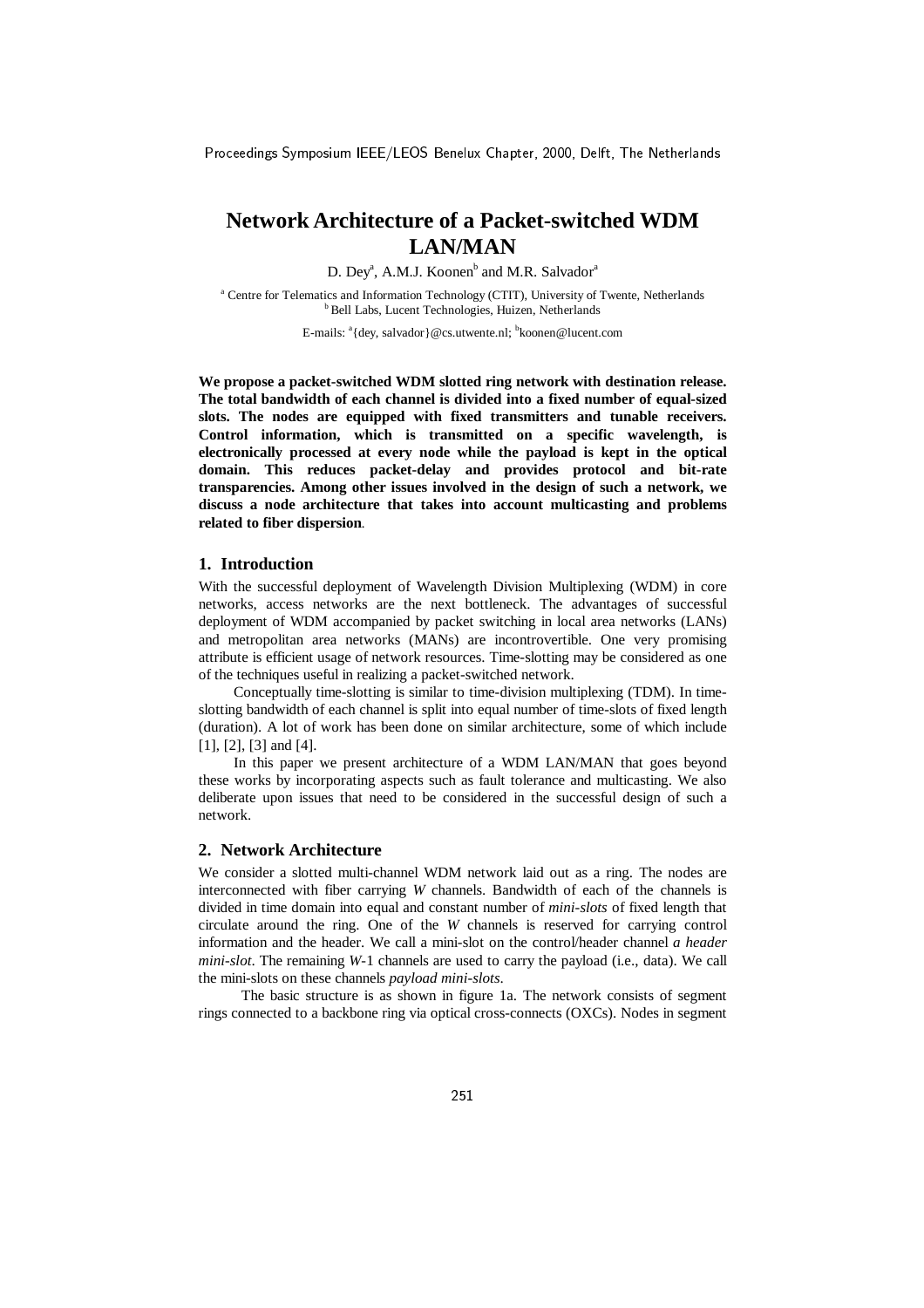# Network Architecture of a Packet-switched WDM LAN/MAN

D. Dey[a], A.M.J. Koonen[b] and M.R. Salvador[a]

[a] Centre for Telematics and Information Technology (CTIT), University of Twente, Netherlands
[b] Bell Labs, Lucent Technologies, Huizen, Netherlands

E-mails: [a]{dey, salvador}@cs.utwente.nl; [b]koonen@lucent.com

**We propose a packet-switched WDM slotted ring network with destination release. The total bandwidth of each channel is divided into a fixed number of equal-sized slots. The nodes are equipped with fixed transmitters and tunable receivers. Control information, which is transmitted on a specific wavelength, is electronically processed at every node while the payload is kept in the optical domain. This reduces packet-delay and provides protocol and bit-rate transparencies. Among other issues involved in the design of such a network, we discuss a node architecture that takes into account multicasting and problems related to fiber dispersion.**

## 1. Introduction

With the successful deployment of Wavelength Division Multiplexing (WDM) in core networks, access networks are the next bottleneck. The advantages of successful deployment of WDM accompanied by packet switching in local area networks (LANs) and metropolitan area networks (MANs) are incontrovertible. One very promising attribute is efficient usage of network resources. Time-slotting may be considered as one of the techniques useful in realizing a packet-switched network.

Conceptually time-slotting is similar to time-division multiplexing (TDM). In time-slotting bandwidth of each channel is split into equal number of time-slots of fixed length (duration). A lot of work has been done on similar architecture, some of which include [1], [2], [3] and [4].

In this paper we present architecture of a WDM LAN/MAN that goes beyond these works by incorporating aspects such as fault tolerance and multicasting. We also deliberate upon issues that need to be considered in the successful design of such a network.

## 2. Network Architecture

We consider a slotted multi-channel WDM network laid out as a ring. The nodes are interconnected with fiber carrying $W$ channels. Bandwidth of each of the channels is divided in time domain into equal and constant number of *mini-slots* of fixed length that circulate around the ring. One of the $W$ channels is reserved for carrying control information and the header. We call a mini-slot on the control/header channel *a header mini-slot*. The remaining $W$-1 channels are used to carry the payload (i.e., data). We call the mini-slots on these channels *payload mini-slots*.

The basic structure is as shown in figure 1a. The network consists of segment rings connected to a backbone ring via optical cross-connects (OXCs). Nodes in segment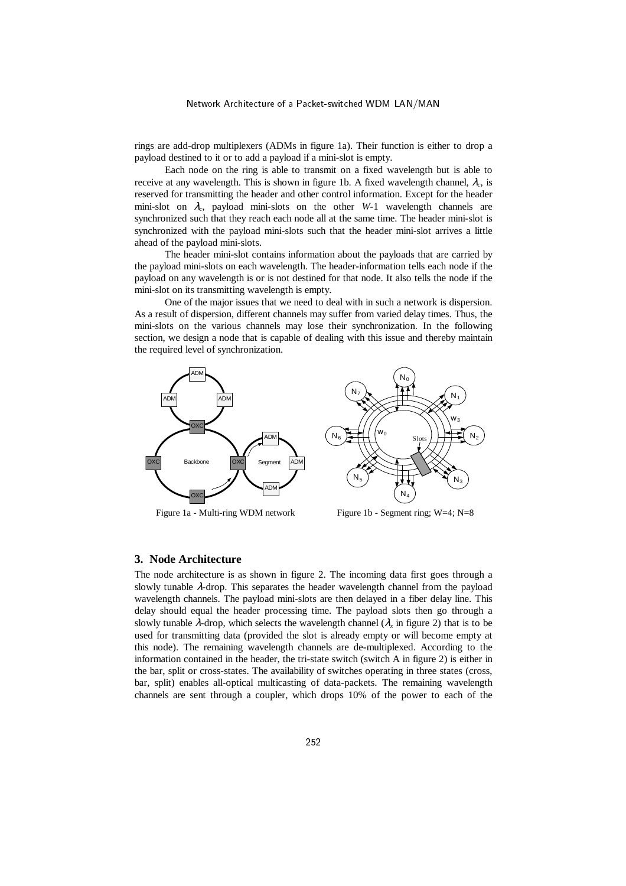rings are add-drop multiplexers (ADMs in figure 1a). Their function is either to drop a payload destined to it or to add a payload if a mini-slot is empty.

Each node on the ring is able to transmit on a fixed wavelength but is able to receive at any wavelength. This is shown in figure 1b. A fixed wavelength channel, $\lambda_c$, is reserved for transmitting the header and other control information. Except for the header mini-slot on $\lambda_c$, payload mini-slots on the other $W$-1 wavelength channels are synchronized such that they reach each node all at the same time. The header mini-slot is synchronized with the payload mini-slots such that the header mini-slot arrives a little ahead of the payload mini-slots.

The header mini-slot contains information about the payloads that are carried by the payload mini-slots on each wavelength. The header-information tells each node if the payload on any wavelength is or is not destined for that node. It also tells the node if the mini-slot on its transmitting wavelength is empty.

One of the major issues that we need to deal with in such a network is dispersion. As a result of dispersion, different channels may suffer from varied delay times. Thus, the mini-slots on the various channels may lose their synchronization. In the following section, we design a node that is capable of dealing with this issue and thereby maintain the required level of synchronization.

Figure 1a - Multi-ring WDM network

Figure 1b - Segment ring; W=4; N=8

## 3. Node Architecture

The node architecture is as shown in figure 2. The incoming data first goes through a slowly tunable $\lambda$-drop. This separates the header wavelength channel from the payload wavelength channels. The payload mini-slots are then delayed in a fiber delay line. This delay should equal the header processing time. The payload slots then go through a slowly tunable $\lambda$-drop, which selects the wavelength channel ($\lambda_x$ in figure 2) that is to be used for transmitting data (provided the slot is already empty or will become empty at this node). The remaining wavelength channels are de-multiplexed. According to the information contained in the header, the tri-state switch (switch A in figure 2) is either in the bar, split or cross-states. The availability of switches operating in three states (cross, bar, split) enables all-optical multicasting of data-packets. The remaining wavelength channels are sent through a coupler, which drops 10% of the power to each of the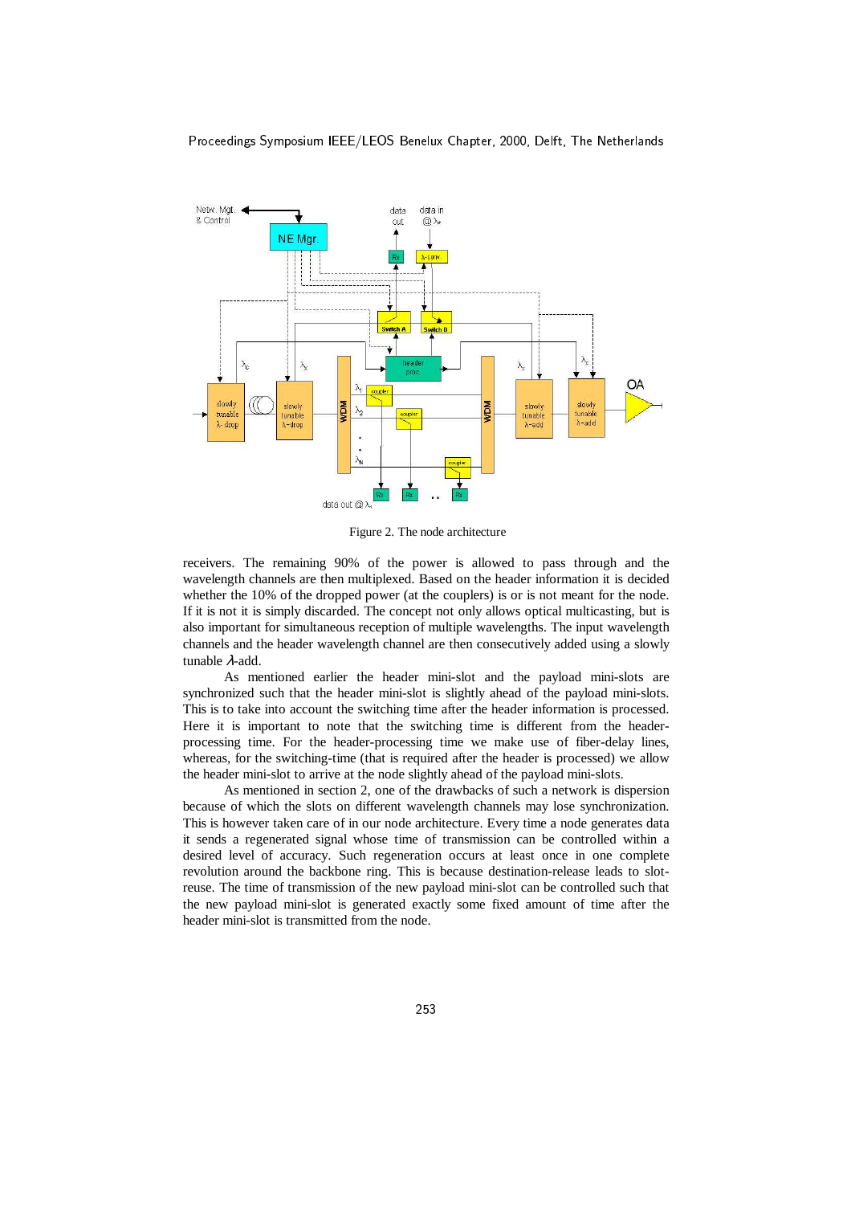Figure 2. The node architecture

receivers. The remaining 90% of the power is allowed to pass through and the wavelength channels are then multiplexed. Based on the header information it is decided whether the 10% of the dropped power (at the couplers) is or is not meant for the node. If it is not it is simply discarded. The concept not only allows optical multicasting, but is also important for simultaneous reception of multiple wavelengths. The input wavelength channels and the header wavelength channel are then consecutively added using a slowly tunable $\lambda$-add.

As mentioned earlier the header mini-slot and the payload mini-slots are synchronized such that the header mini-slot is slightly ahead of the payload mini-slots. This is to take into account the switching time after the header information is processed. Here it is important to note that the switching time is different from the header-processing time. For the header-processing time we make use of fiber-delay lines, whereas, for the switching-time (that is required after the header is processed) we allow the header mini-slot to arrive at the node slightly ahead of the payload mini-slots.

As mentioned in section 2, one of the drawbacks of such a network is dispersion because of which the slots on different wavelength channels may lose synchronization. This is however taken care of in our node architecture. Every time a node generates data it sends a regenerated signal whose time of transmission can be controlled within a desired level of accuracy. Such regeneration occurs at least once in one complete revolution around the backbone ring. This is because destination-release leads to slot-reuse. The time of transmission of the new payload mini-slot can be controlled such that the new payload mini-slot is generated exactly some fixed amount of time after the header mini-slot is transmitted from the node.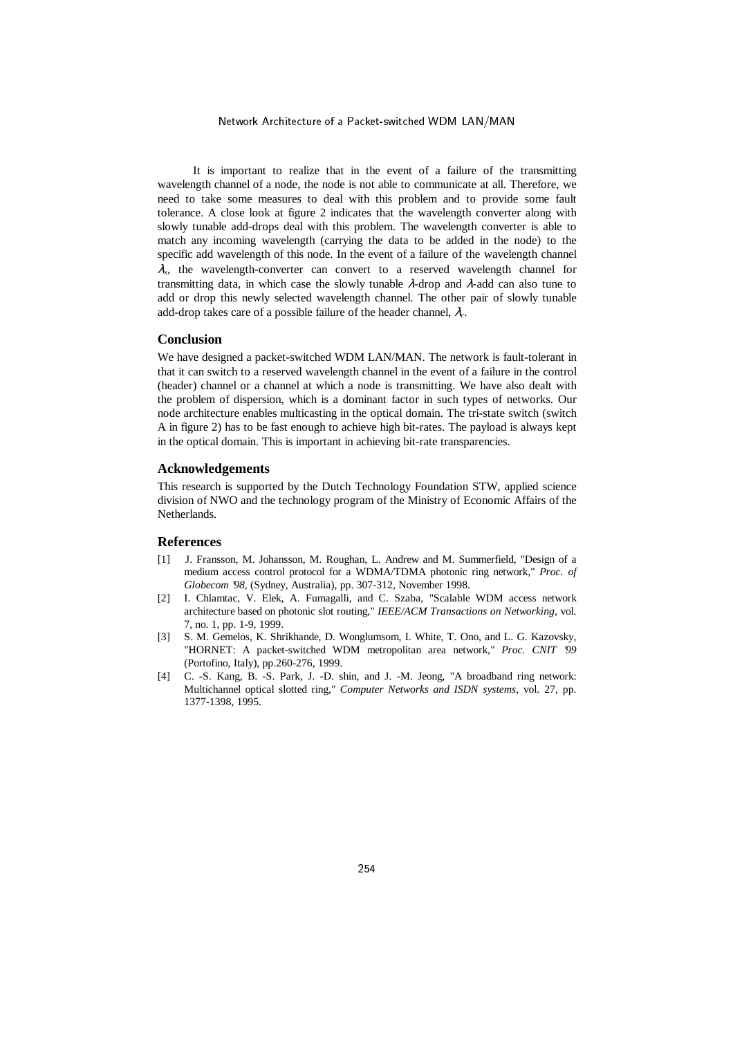It is important to realize that in the event of a failure of the transmitting wavelength channel of a node, the node is not able to communicate at all. Therefore, we need to take some measures to deal with this problem and to provide some fault tolerance. A close look at figure 2 indicates that the wavelength converter along with slowly tunable add-drops deal with this problem. The wavelength converter is able to match any incoming wavelength (carrying the data to be added in the node) to the specific add wavelength of this node. In the event of a failure of the wavelength channel $\lambda_x$, the wavelength-converter can convert to a reserved wavelength channel for transmitting data, in which case the slowly tunable $\lambda$-drop and $\lambda$-add can also tune to add or drop this newly selected wavelength channel. The other pair of slowly tunable add-drop takes care of a possible failure of the header channel, $\lambda_c$.

## Conclusion

We have designed a packet-switched WDM LAN/MAN. The network is fault-tolerant in that it can switch to a reserved wavelength channel in the event of a failure in the control (header) channel or a channel at which a node is transmitting. We have also dealt with the problem of dispersion, which is a dominant factor in such types of networks. Our node architecture enables multicasting in the optical domain. The tri-state switch (switch A in figure 2) has to be fast enough to achieve high bit-rates. The payload is always kept in the optical domain. This is important in achieving bit-rate transparencies.

## Acknowledgements

This research is supported by the Dutch Technology Foundation STW, applied science division of NWO and the technology program of the Ministry of Economic Affairs of the Netherlands.

## References

[1] J. Fransson, M. Johansson, M. Roughan, L. Andrew and M. Summerfield, "Design of a medium access control protocol for a WDMA/TDMA photonic ring network," *Proc. of Globecom '98*, (Sydney, Australia), pp. 307-312, November 1998.

[2] I. Chlamtac, V. Elek, A. Fumagalli, and C. Szaba, "Scalable WDM access network architecture based on photonic slot routing," *IEEE/ACM Transactions on Networking*, vol. 7, no. 1, pp. 1-9, 1999.

[3] S. M. Gemelos, K. Shrikhande, D. Wonglumsom, I. White, T. Ono, and L. G. Kazovsky, "HORNET: A packet-switched WDM metropolitan area network," *Proc. CNIT '99* (Portofino, Italy), pp.260-276, 1999.

[4] C. -S. Kang, B. -S. Park, J. -D. shin, and J. -M. Jeong, "A broadband ring network: Multichannel optical slotted ring," *Computer Networks and ISDN systems*, vol. 27, pp. 1377-1398, 1995.